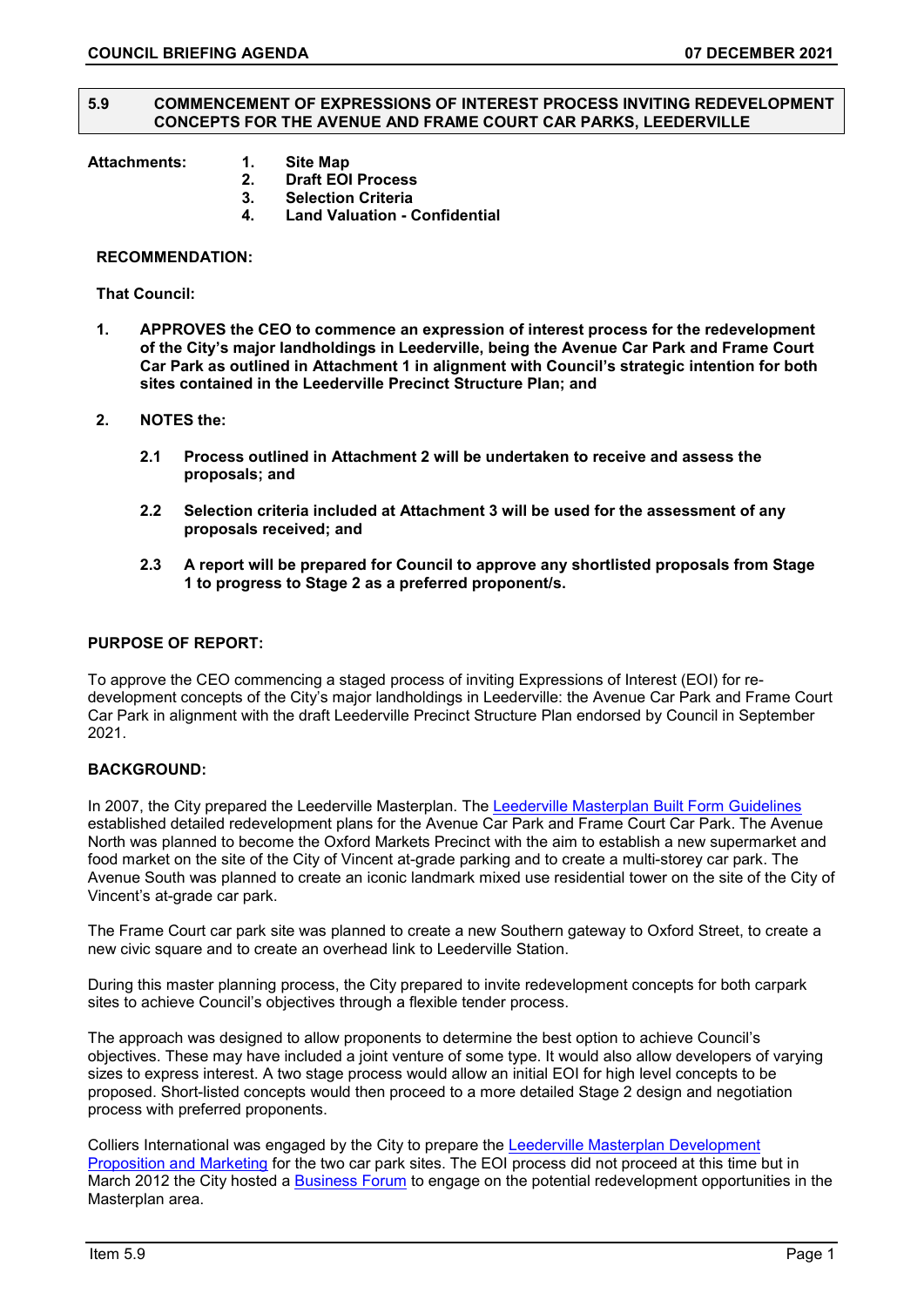## 5.9 COMMENCEMENT OF EXPRESSIONS OF INTEREST PROCESS INVITING REDEVELOPMENT CONCEPTS FOR THE AVENUE AND FRAME COURT CAR PARKS, LEEDERVILLE

**Attachments:**
1. **Site Map**
2. **Draft EOI Process**
3. **Selection Criteria**
4. **Land Valuation - Confidential**

**RECOMMENDATION:**

**That Council:**

1. **APPROVES the CEO to commence an expression of interest process for the redevelopment of the City's major landholdings in Leederville, being the Avenue Car Park and Frame Court Car Park as outlined in Attachment 1 in alignment with Council's strategic intention for both sites contained in the Leederville Precinct Structure Plan; and**

2. **NOTES the:**

   2.1 **Process outlined in Attachment 2 will be undertaken to receive and assess the proposals; and**

   2.2 **Selection criteria included at Attachment 3 will be used for the assessment of any proposals received; and**

   2.3 **A report will be prepared for Council to approve any shortlisted proposals from Stage 1 to progress to Stage 2 as a preferred proponent/s.**

**PURPOSE OF REPORT:**

To approve the CEO commencing a staged process of inviting Expressions of Interest (EOI) for re-development concepts of the City's major landholdings in Leederville: the Avenue Car Park and Frame Court Car Park in alignment with the draft Leederville Precinct Structure Plan endorsed by Council in September 2021.

**BACKGROUND:**

In 2007, the City prepared the Leederville Masterplan. The Leederville Masterplan Built Form Guidelines established detailed redevelopment plans for the Avenue Car Park and Frame Court Car Park. The Avenue North was planned to become the Oxford Markets Precinct with the aim to establish a new supermarket and food market on the site of the City of Vincent at-grade parking and to create a multi-storey car park. The Avenue South was planned to create an iconic landmark mixed use residential tower on the site of the City of Vincent's at-grade car park.

The Frame Court car park site was planned to create a new Southern gateway to Oxford Street, to create a new civic square and to create an overhead link to Leederville Station.

During this master planning process, the City prepared to invite redevelopment concepts for both carpark sites to achieve Council's objectives through a flexible tender process.

The approach was designed to allow proponents to determine the best option to achieve Council's objectives. These may have included a joint venture of some type. It would also allow developers of varying sizes to express interest. A two stage process would allow an initial EOI for high level concepts to be proposed. Short-listed concepts would then proceed to a more detailed Stage 2 design and negotiation process with preferred proponents.

Colliers International was engaged by the City to prepare the Leederville Masterplan Development Proposition and Marketing for the two car park sites. The EOI process did not proceed at this time but in March 2012 the City hosted a Business Forum to engage on the potential redevelopment opportunities in the Masterplan area.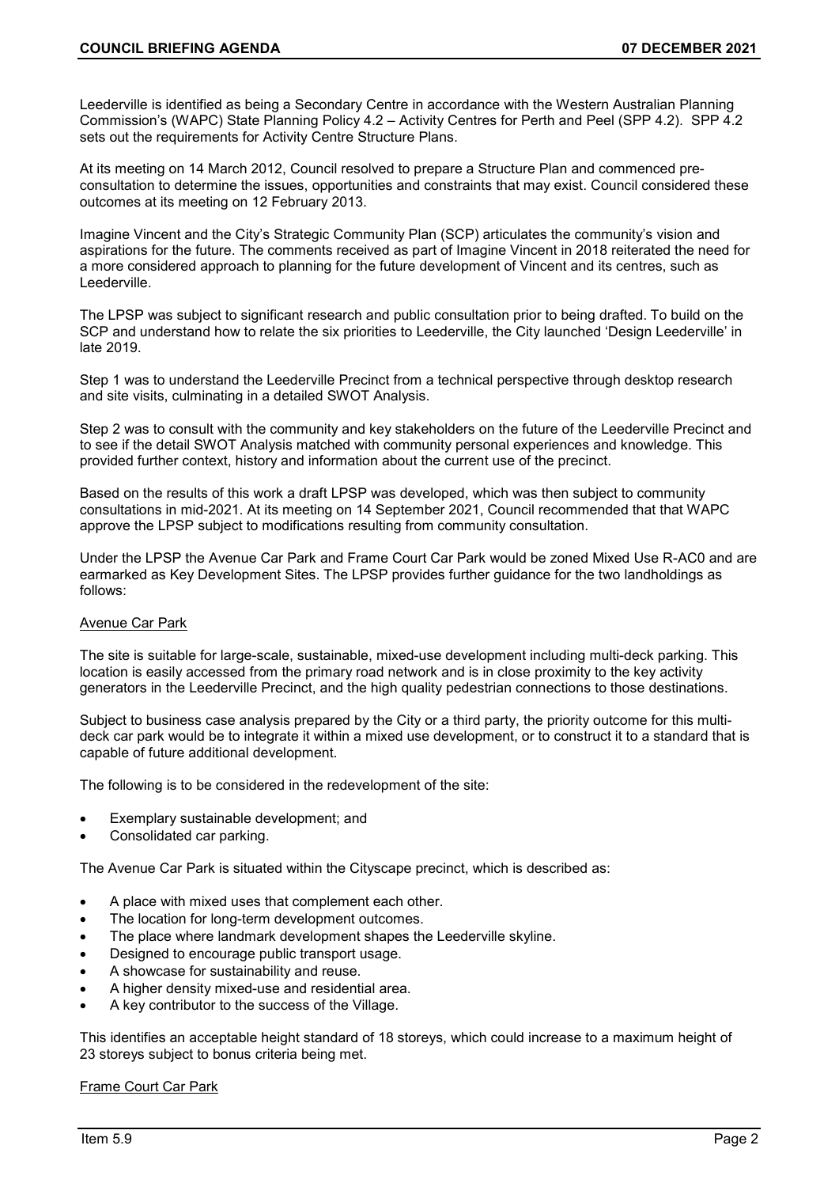Leederville is identified as being a Secondary Centre in accordance with the Western Australian Planning Commission's (WAPC) State Planning Policy 4.2 – Activity Centres for Perth and Peel (SPP 4.2). SPP 4.2 sets out the requirements for Activity Centre Structure Plans.

At its meeting on 14 March 2012, Council resolved to prepare a Structure Plan and commenced pre-consultation to determine the issues, opportunities and constraints that may exist. Council considered these outcomes at its meeting on 12 February 2013.

Imagine Vincent and the City's Strategic Community Plan (SCP) articulates the community's vision and aspirations for the future. The comments received as part of Imagine Vincent in 2018 reiterated the need for a more considered approach to planning for the future development of Vincent and its centres, such as Leederville.

The LPSP was subject to significant research and public consultation prior to being drafted. To build on the SCP and understand how to relate the six priorities to Leederville, the City launched 'Design Leederville' in late 2019.

Step 1 was to understand the Leederville Precinct from a technical perspective through desktop research and site visits, culminating in a detailed SWOT Analysis.

Step 2 was to consult with the community and key stakeholders on the future of the Leederville Precinct and to see if the detail SWOT Analysis matched with community personal experiences and knowledge. This provided further context, history and information about the current use of the precinct.

Based on the results of this work a draft LPSP was developed, which was then subject to community consultations in mid-2021. At its meeting on 14 September 2021, Council recommended that that WAPC approve the LPSP subject to modifications resulting from community consultation.

Under the LPSP the Avenue Car Park and Frame Court Car Park would be zoned Mixed Use R-AC0 and are earmarked as Key Development Sites. The LPSP provides further guidance for the two landholdings as follows:

<u>Avenue Car Park</u>

The site is suitable for large-scale, sustainable, mixed-use development including multi-deck parking. This location is easily accessed from the primary road network and is in close proximity to the key activity generators in the Leederville Precinct, and the high quality pedestrian connections to those destinations.

Subject to business case analysis prepared by the City or a third party, the priority outcome for this multi-deck car park would be to integrate it within a mixed use development, or to construct it to a standard that is capable of future additional development.

The following is to be considered in the redevelopment of the site:

- Exemplary sustainable development; and
- Consolidated car parking.

The Avenue Car Park is situated within the Cityscape precinct, which is described as:

- A place with mixed uses that complement each other.
- The location for long-term development outcomes.
- The place where landmark development shapes the Leederville skyline.
- Designed to encourage public transport usage.
- A showcase for sustainability and reuse.
- A higher density mixed-use and residential area.
- A key contributor to the success of the Village.

This identifies an acceptable height standard of 18 storeys, which could increase to a maximum height of 23 storeys subject to bonus criteria being met.

<u>Frame Court Car Park</u>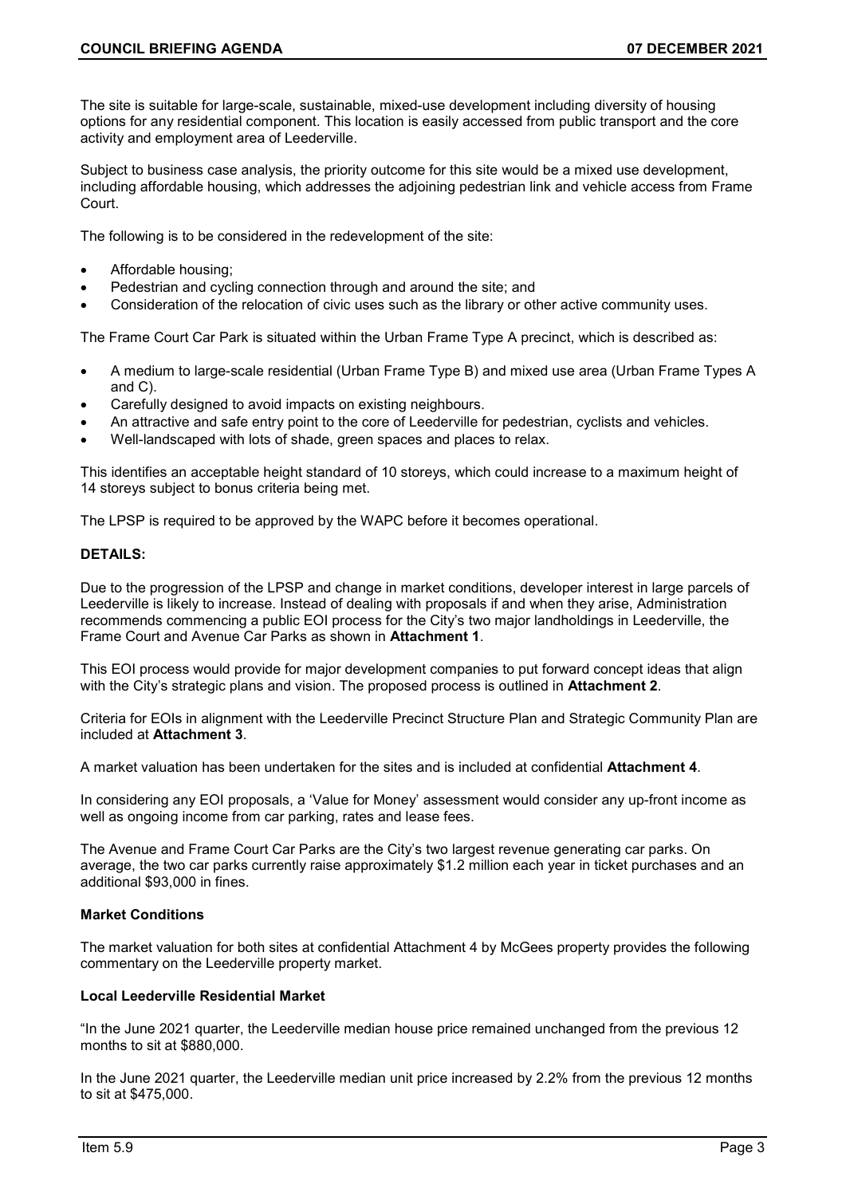The site is suitable for large-scale, sustainable, mixed-use development including diversity of housing options for any residential component. This location is easily accessed from public transport and the core activity and employment area of Leederville.

Subject to business case analysis, the priority outcome for this site would be a mixed use development, including affordable housing, which addresses the adjoining pedestrian link and vehicle access from Frame Court.

The following is to be considered in the redevelopment of the site:

- Affordable housing;
- Pedestrian and cycling connection through and around the site; and
- Consideration of the relocation of civic uses such as the library or other active community uses.

The Frame Court Car Park is situated within the Urban Frame Type A precinct, which is described as:

- A medium to large-scale residential (Urban Frame Type B) and mixed use area (Urban Frame Types A and C).
- Carefully designed to avoid impacts on existing neighbours.
- An attractive and safe entry point to the core of Leederville for pedestrian, cyclists and vehicles.
- Well-landscaped with lots of shade, green spaces and places to relax.

This identifies an acceptable height standard of 10 storeys, which could increase to a maximum height of 14 storeys subject to bonus criteria being met.

The LPSP is required to be approved by the WAPC before it becomes operational.

**DETAILS:**

Due to the progression of the LPSP and change in market conditions, developer interest in large parcels of Leederville is likely to increase. Instead of dealing with proposals if and when they arise, Administration recommends commencing a public EOI process for the City's two major landholdings in Leederville, the Frame Court and Avenue Car Parks as shown in **Attachment 1**.

This EOI process would provide for major development companies to put forward concept ideas that align with the City's strategic plans and vision. The proposed process is outlined in **Attachment 2**.

Criteria for EOIs in alignment with the Leederville Precinct Structure Plan and Strategic Community Plan are included at **Attachment 3**.

A market valuation has been undertaken for the sites and is included at confidential **Attachment 4**.

In considering any EOI proposals, a 'Value for Money' assessment would consider any up-front income as well as ongoing income from car parking, rates and lease fees.

The Avenue and Frame Court Car Parks are the City's two largest revenue generating car parks. On average, the two car parks currently raise approximately $1.2 million each year in ticket purchases and an additional $93,000 in fines.

**Market Conditions**

The market valuation for both sites at confidential Attachment 4 by McGees property provides the following commentary on the Leederville property market.

**Local Leederville Residential Market**

"In the June 2021 quarter, the Leederville median house price remained unchanged from the previous 12 months to sit at $880,000.

In the June 2021 quarter, the Leederville median unit price increased by 2.2% from the previous 12 months to sit at $475,000.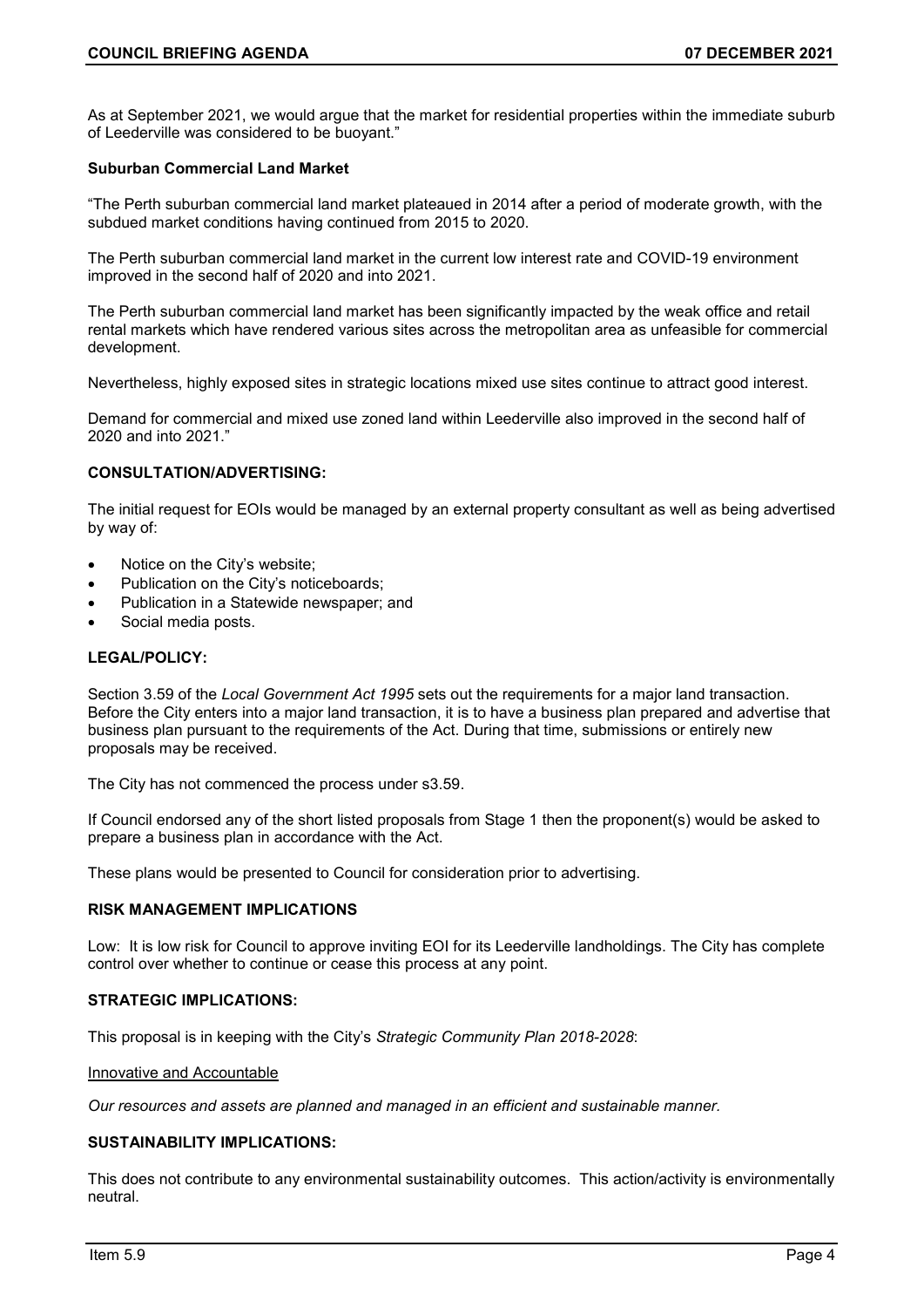As at September 2021, we would argue that the market for residential properties within the immediate suburb of Leederville was considered to be buoyant."

**Suburban Commercial Land Market**

"The Perth suburban commercial land market plateaued in 2014 after a period of moderate growth, with the subdued market conditions having continued from 2015 to 2020.

The Perth suburban commercial land market in the current low interest rate and COVID-19 environment improved in the second half of 2020 and into 2021.

The Perth suburban commercial land market has been significantly impacted by the weak office and retail rental markets which have rendered various sites across the metropolitan area as unfeasible for commercial development.

Nevertheless, highly exposed sites in strategic locations mixed use sites continue to attract good interest.

Demand for commercial and mixed use zoned land within Leederville also improved in the second half of 2020 and into 2021."

**CONSULTATION/ADVERTISING:**

The initial request for EOIs would be managed by an external property consultant as well as being advertised by way of:

- Notice on the City's website;
- Publication on the City's noticeboards;
- Publication in a Statewide newspaper; and
- Social media posts.

**LEGAL/POLICY:**

Section 3.59 of the *Local Government Act 1995* sets out the requirements for a major land transaction. Before the City enters into a major land transaction, it is to have a business plan prepared and advertise that business plan pursuant to the requirements of the Act. During that time, submissions or entirely new proposals may be received.

The City has not commenced the process under s3.59.

If Council endorsed any of the short listed proposals from Stage 1 then the proponent(s) would be asked to prepare a business plan in accordance with the Act.

These plans would be presented to Council for consideration prior to advertising.

**RISK MANAGEMENT IMPLICATIONS**

Low: It is low risk for Council to approve inviting EOI for its Leederville landholdings. The City has complete control over whether to continue or cease this process at any point.

**STRATEGIC IMPLICATIONS:**

This proposal is in keeping with the City's *Strategic Community Plan 2018-2028*:

Innovative and Accountable

*Our resources and assets are planned and managed in an efficient and sustainable manner.*

**SUSTAINABILITY IMPLICATIONS:**

This does not contribute to any environmental sustainability outcomes. This action/activity is environmentally neutral.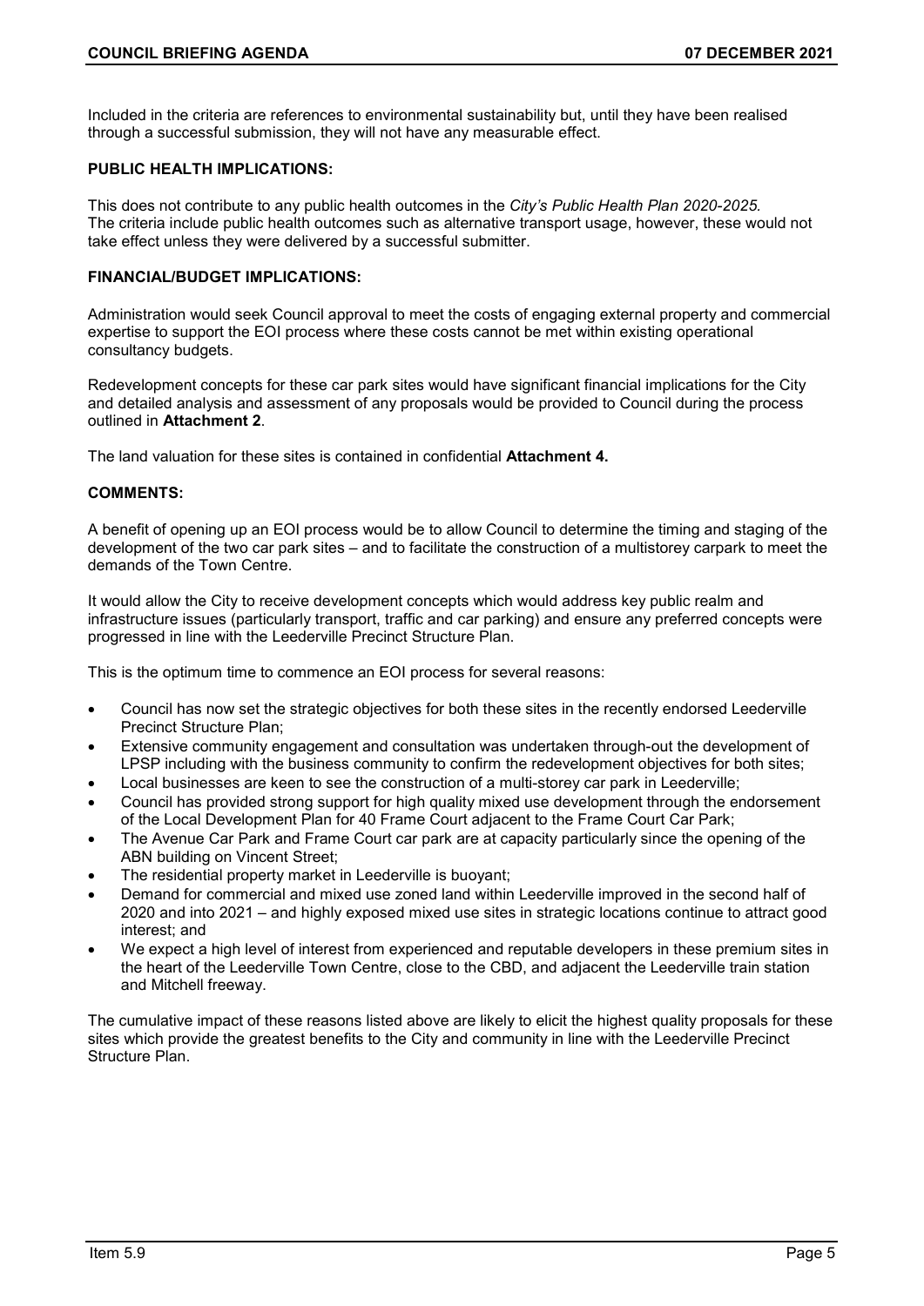Included in the criteria are references to environmental sustainability but, until they have been realised through a successful submission, they will not have any measurable effect.

**PUBLIC HEALTH IMPLICATIONS:**

This does not contribute to any public health outcomes in the *City's Public Health Plan 2020-2025.* The criteria include public health outcomes such as alternative transport usage, however, these would not take effect unless they were delivered by a successful submitter.

**FINANCIAL/BUDGET IMPLICATIONS:**

Administration would seek Council approval to meet the costs of engaging external property and commercial expertise to support the EOI process where these costs cannot be met within existing operational consultancy budgets.

Redevelopment concepts for these car park sites would have significant financial implications for the City and detailed analysis and assessment of any proposals would be provided to Council during the process outlined in **Attachment 2**.

The land valuation for these sites is contained in confidential **Attachment 4.**

**COMMENTS:**

A benefit of opening up an EOI process would be to allow Council to determine the timing and staging of the development of the two car park sites – and to facilitate the construction of a multistorey carpark to meet the demands of the Town Centre.

It would allow the City to receive development concepts which would address key public realm and infrastructure issues (particularly transport, traffic and car parking) and ensure any preferred concepts were progressed in line with the Leederville Precinct Structure Plan.

This is the optimum time to commence an EOI process for several reasons:

- Council has now set the strategic objectives for both these sites in the recently endorsed Leederville Precinct Structure Plan;
- Extensive community engagement and consultation was undertaken through-out the development of LPSP including with the business community to confirm the redevelopment objectives for both sites;
- Local businesses are keen to see the construction of a multi-storey car park in Leederville;
- Council has provided strong support for high quality mixed use development through the endorsement of the Local Development Plan for 40 Frame Court adjacent to the Frame Court Car Park;
- The Avenue Car Park and Frame Court car park are at capacity particularly since the opening of the ABN building on Vincent Street;
- The residential property market in Leederville is buoyant;
- Demand for commercial and mixed use zoned land within Leederville improved in the second half of 2020 and into 2021 – and highly exposed mixed use sites in strategic locations continue to attract good interest; and
- We expect a high level of interest from experienced and reputable developers in these premium sites in the heart of the Leederville Town Centre, close to the CBD, and adjacent the Leederville train station and Mitchell freeway.

The cumulative impact of these reasons listed above are likely to elicit the highest quality proposals for these sites which provide the greatest benefits to the City and community in line with the Leederville Precinct Structure Plan.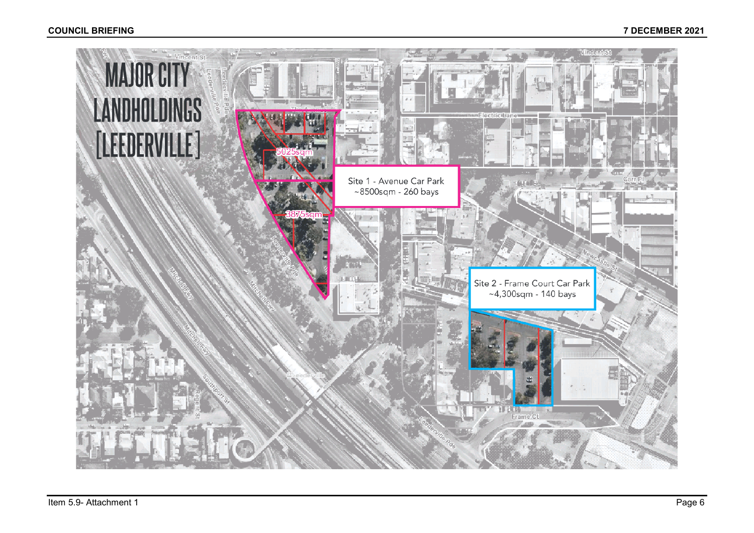# MAJOR CITY LANDHOLDINGS [LEEDERVILLE]

Site 1 - Avenue Car Park
~8500sqm - 260 bays

5025sqm

3875sqm

Site 2 - Frame Court Car Park
~4,300sqm - 140 bays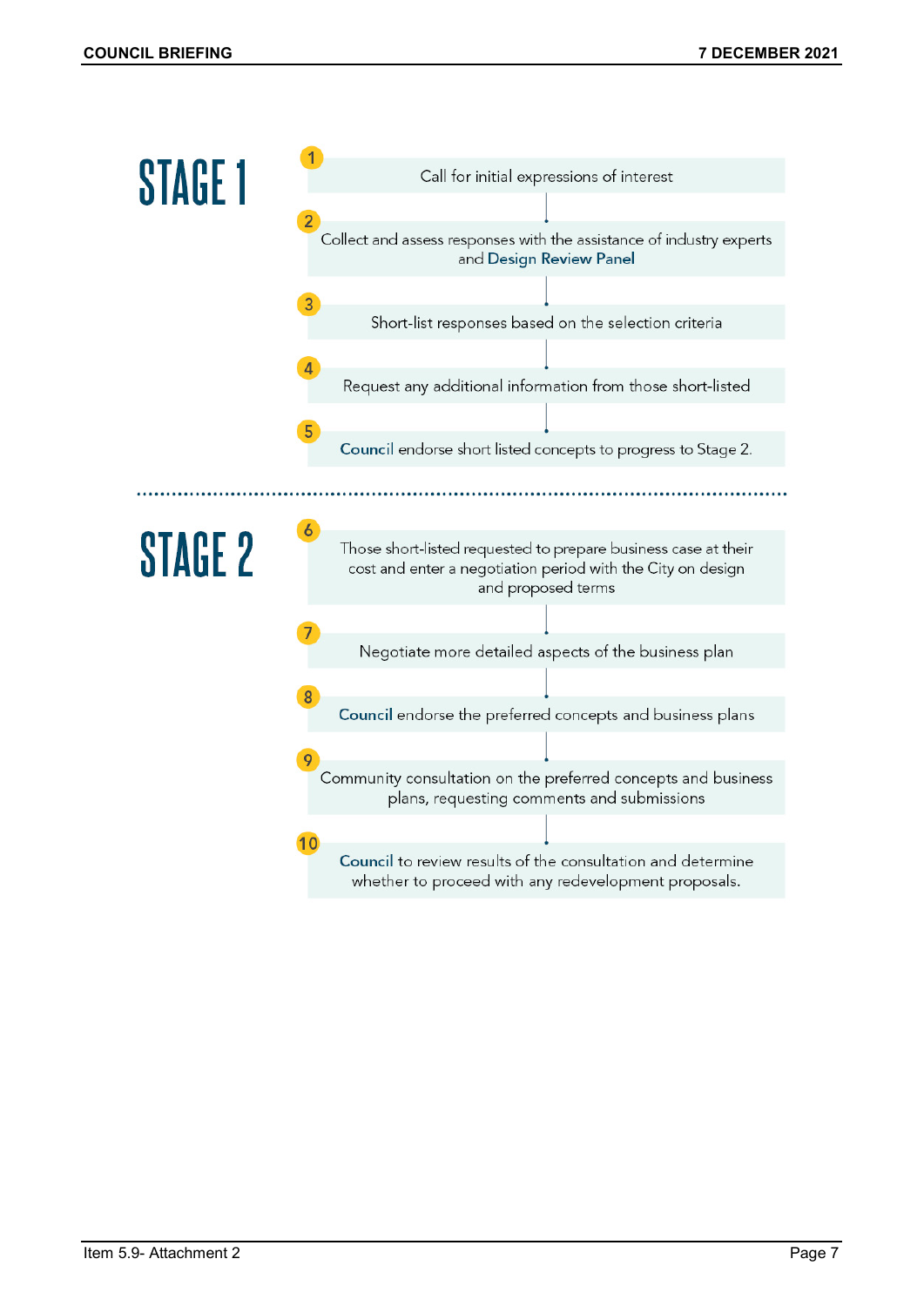# STAGE 1

1. Call for initial expressions of interest
2. Collect and assess responses with the assistance of industry experts and Design Review Panel
3. Short-list responses based on the selection criteria
4. Request any additional information from those short-listed
5. Council endorse short listed concepts to progress to Stage 2.

# STAGE 2

6. Those short-listed requested to prepare business case at their cost and enter a negotiation period with the City on design and proposed terms
7. Negotiate more detailed aspects of the business plan
8. Council endorse the preferred concepts and business plans
9. Community consultation on the preferred concepts and business plans, requesting comments and submissions
10. Council to review results of the consultation and determine whether to proceed with any redevelopment proposals.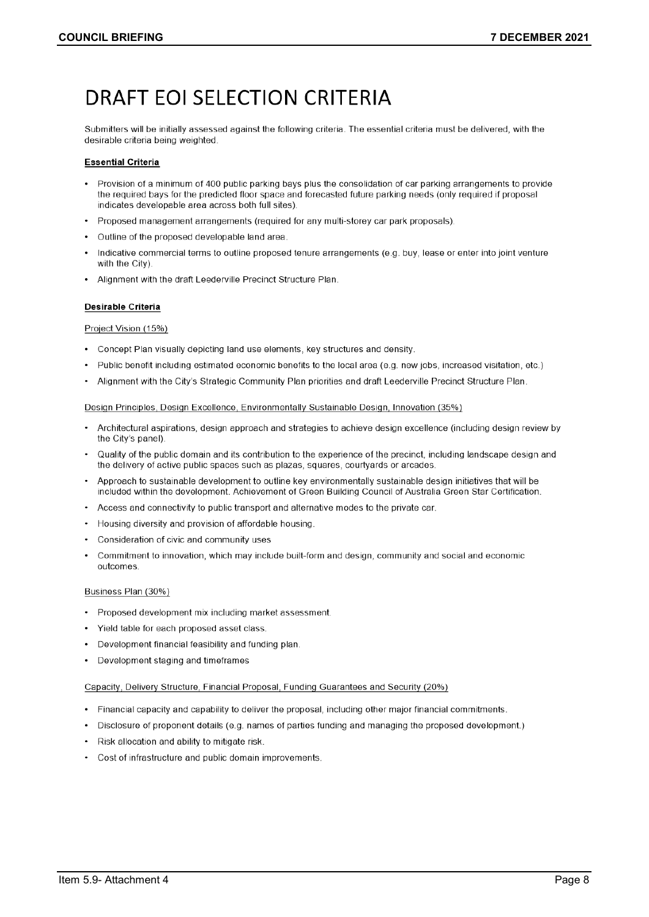# DRAFT EOI SELECTION CRITERIA

Submitters will be initially assessed against the following criteria. The essential criteria must be delivered, with the desirable criteria being weighted.

**Essential Criteria**

- Provision of a minimum of 400 public parking bays plus the consolidation of car parking arrangements to provide the required bays for the predicted floor space and forecasted future parking needs (only required if proposal indicates developable area across both full sites).
- Proposed management arrangements (required for any multi-storey car park proposals).
- Outline of the proposed developable land area.
- Indicative commercial terms to outline proposed tenure arrangements (e.g. buy, lease or enter into joint venture with the City).
- Alignment with the draft Leederville Precinct Structure Plan.

**Desirable Criteria**

Project Vision (15%)

- Concept Plan visually depicting land use elements, key structures and density.
- Public benefit including estimated economic benefits to the local area (e.g. new jobs, increased visitation, etc.)
- Alignment with the City's Strategic Community Plan priorities and draft Leederville Precinct Structure Plan.

Design Principles, Design Excellence, Environmentally Sustainable Design, Innovation (35%)

- Architectural aspirations, design approach and strategies to achieve design excellence (including design review by the City's panel).
- Quality of the public domain and its contribution to the experience of the precinct, including landscape design and the delivery of active public spaces such as plazas, squares, courtyards or arcades.
- Approach to sustainable development to outline key environmentally sustainable design initiatives that will be included within the development. Achievement of Green Building Council of Australia Green Star Certification.
- Access and connectivity to public transport and alternative modes to the private car.
- Housing diversity and provision of affordable housing.
- Consideration of civic and community uses
- Commitment to innovation, which may include built-form and design, community and social and economic outcomes.

Business Plan (30%)

- Proposed development mix including market assessment.
- Yield table for each proposed asset class.
- Development financial feasibility and funding plan.
- Development staging and timeframes

Capacity, Delivery Structure, Financial Proposal, Funding Guarantees and Security (20%)

- Financial capacity and capability to deliver the proposal, including other major financial commitments.
- Disclosure of proponent details (e.g. names of parties funding and managing the proposed development.)
- Risk allocation and ability to mitigate risk.
- Cost of infrastructure and public domain improvements.